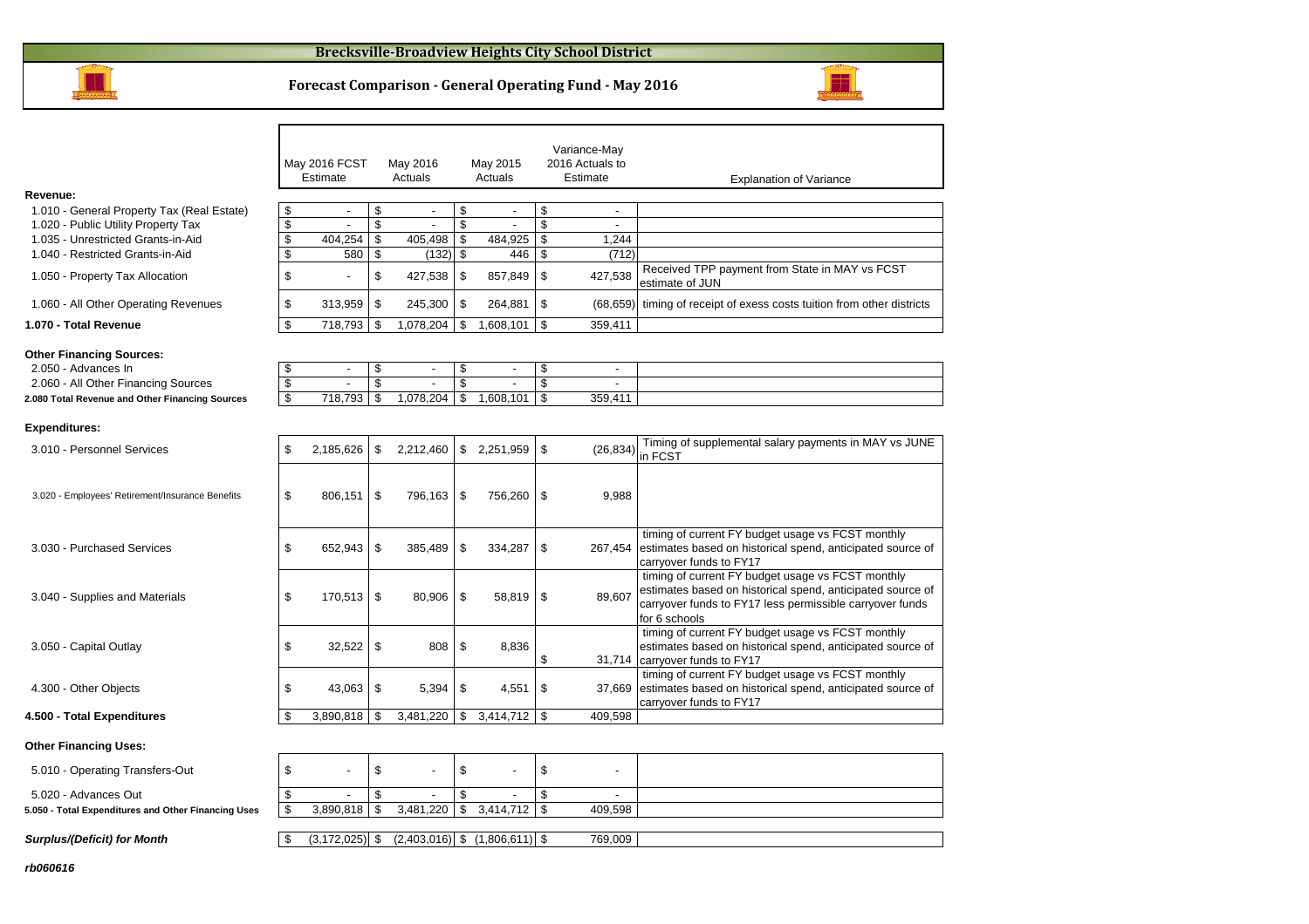# Brecksville-Broadview Heights City School District

## Forecast Comparison - General Operating Fund - May 2016

| | May 2016 FCST Estimate | May 2016 Actuals | May 2015 Actuals | Variance-May 2016 Actuals to Estimate | Explanation of Variance |
|---|---|---|---|---|---|
| **Revenue:** | | | | | |
| 1.010 - General Property Tax (Real Estate) | $ - | $ - | $ - | $ - | |
| 1.020 - Public Utility Property Tax | $ - | $ - | $ - | $ - | |
| 1.035 - Unrestricted Grants-in-Aid | $ 404,254 | $ 405,498 | $ 484,925 | $ 1,244 | |
| 1.040 - Restricted Grants-in-Aid | $ 580 | $ (132) | $ 446 | $ (712) | |
| 1.050 - Property Tax Allocation | $ - | $ 427,538 | $ 857,849 | $ 427,538 | Received TPP payment from State in MAY vs FCST estimate of JUN |
| 1.060 - All Other Operating Revenues | $ 313,959 | $ 245,300 | $ 264,881 | $ (68,659) | timing of receipt of exess costs tuition from other districts |
| **1.070 - Total Revenue** | $ 718,793 | $ 1,078,204 | $ 1,608,101 | $ 359,411 | |
| **Other Financing Sources:** | | | | | |
| 2.050 - Advances In | $ - | $ - | $ - | $ - | |
| 2.060 - All Other Financing Sources | $ - | $ - | $ - | $ - | |
| **2.080 Total Revenue and Other Financing Sources** | $ 718,793 | $ 1,078,204 | $ 1,608,101 | $ 359,411 | |
| **Expenditures:** | | | | | |
| 3.010 - Personnel Services | $ 2,185,626 | $ 2,212,460 | $ 2,251,959 | $ (26,834) | Timing of supplemental salary payments in MAY vs JUNE in FCST |
| 3.020 - Employees' Retirement/Insurance Benefits | $ 806,151 | $ 796,163 | $ 756,260 | $ 9,988 | |
| 3.030 - Purchased Services | $ 652,943 | $ 385,489 | $ 334,287 | $ 267,454 | timing of current FY budget usage vs FCST monthly estimates based on historical spend, anticipated source of carryover funds to FY17 |
| 3.040 - Supplies and Materials | $ 170,513 | $ 80,906 | $ 58,819 | $ 89,607 | timing of current FY budget usage vs FCST monthly estimates based on historical spend, anticipated source of carryover funds to FY17 less permissible carryover funds for 6 schools |
| 3.050 - Capital Outlay | $ 32,522 | $ 808 | $ 8,836 | $ 31,714 | timing of current FY budget usage vs FCST monthly estimates based on historical spend, anticipated source of carryover funds to FY17 |
| 4.300 - Other Objects | $ 43,063 | $ 5,394 | $ 4,551 | $ 37,669 | timing of current FY budget usage vs FCST monthly estimates based on historical spend, anticipated source of carryover funds to FY17 |
| **4.500 - Total Expenditures** | $ 3,890,818 | $ 3,481,220 | $ 3,414,712 | $ 409,598 | |
| **Other Financing Uses:** | | | | | |
| 5.010 - Operating Transfers-Out | $ - | $ - | $ - | $ - | |
| 5.020 - Advances Out | $ - | $ - | $ - | $ - | |
| **5.050 - Total Expenditures and Other Financing Uses** | $ 3,890,818 | $ 3,481,220 | $ 3,414,712 | $ 409,598 | |
| ***Surplus/(Deficit) for Month*** | $ (3,172,025) | $ (2,403,016) | $ (1,806,611) | $ 769,009 | |

***rb060616***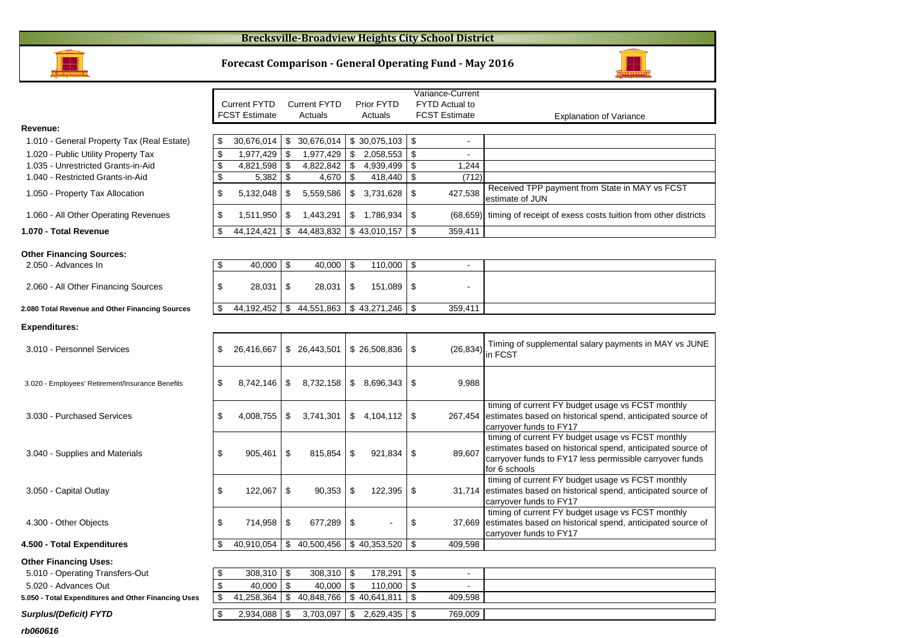# Brecksville-Broadview Heights City School District

## Forecast Comparison - General Operating Fund - May 2016

| | Current FYTD FCST Estimate | Current FYTD Actuals | Prior FYTD Actuals | Variance-Current FYTD Actual to FCST Estimate | Explanation of Variance |
|---|---|---|---|---|---|
| **Revenue:** | | | | | |
| 1.010 - General Property Tax (Real Estate) | $ 30,676,014 | $ 30,676,014 | $ 30,075,103 | $ - | |
| 1.020 - Public Utility Property Tax | $ 1,977,429 | $ 1,977,429 | $ 2,058,553 | $ - | |
| 1.035 - Unrestricted Grants-in-Aid | $ 4,821,598 | $ 4,822,842 | $ 4,939,499 | $ 1,244 | |
| 1.040 - Restricted Grants-in-Aid | $ 5,382 | $ 4,670 | $ 418,440 | $ (712) | |
| 1.050 - Property Tax Allocation | $ 5,132,048 | $ 5,559,586 | $ 3,731,628 | $ 427,538 | Received TPP payment from State in MAY vs FCST estimate of JUN |
| 1.060 - All Other Operating Revenues | $ 1,511,950 | $ 1,443,291 | $ 1,786,934 | $ (68,659) | timing of receipt of exess costs tuition from other districts |
| **1.070 - Total Revenue** | $ 44,124,421 | $ 44,483,832 | $ 43,010,157 | $ 359,411 | |
| **Other Financing Sources:** | | | | | |
| 2.050 - Advances In | $ 40,000 | $ 40,000 | $ 110,000 | $ - | |
| 2.060 - All Other Financing Sources | $ 28,031 | $ 28,031 | $ 151,089 | $ - | |
| **2.080 Total Revenue and Other Financing Sources** | $ 44,192,452 | $ 44,551,863 | $ 43,271,246 | $ 359,411 | |
| **Expenditures:** | | | | | |
| 3.010 - Personnel Services | $ 26,416,667 | $ 26,443,501 | $ 26,508,836 | $ (26,834) | Timing of supplemental salary payments in MAY vs JUNE in FCST |
| 3.020 - Employees' Retirement/Insurance Benefits | $ 8,742,146 | $ 8,732,158 | $ 8,696,343 | $ 9,988 | |
| 3.030 - Purchased Services | $ 4,008,755 | $ 3,741,301 | $ 4,104,112 | $ 267,454 | timing of current FY budget usage vs FCST monthly estimates based on historical spend, anticipated source of carryover funds to FY17 |
| 3.040 - Supplies and Materials | $ 905,461 | $ 815,854 | $ 921,834 | $ 89,607 | timing of current FY budget usage vs FCST monthly estimates based on historical spend, anticipated source of carryover funds to FY17 less permissible carryover funds for 6 schools |
| 3.050 - Capital Outlay | $ 122,067 | $ 90,353 | $ 122,395 | $ 31,714 | timing of current FY budget usage vs FCST monthly estimates based on historical spend, anticipated source of carryover funds to FY17 |
| 4.300 - Other Objects | $ 714,958 | $ 677,289 | $ - | $ 37,669 | timing of current FY budget usage vs FCST monthly estimates based on historical spend, anticipated source of carryover funds to FY17 |
| **4.500 - Total Expenditures** | $ 40,910,054 | $ 40,500,456 | $ 40,353,520 | $ 409,598 | |
| **Other Financing Uses:** | | | | | |
| 5.010 - Operating Transfers-Out | $ 308,310 | $ 308,310 | $ 178,291 | $ - | |
| 5.020 - Advances Out | $ 40,000 | $ 40,000 | $ 110,000 | $ - | |
| **5.050 - Total Expenditures and Other Financing Uses** | $ 41,258,364 | $ 40,848,766 | $ 40,641,811 | $ 409,598 | |
| ***Surplus/(Deficit) FYTD*** | $ 2,934,088 | $ 3,703,097 | $ 2,629,435 | $ 769,009 | |

***rb060616***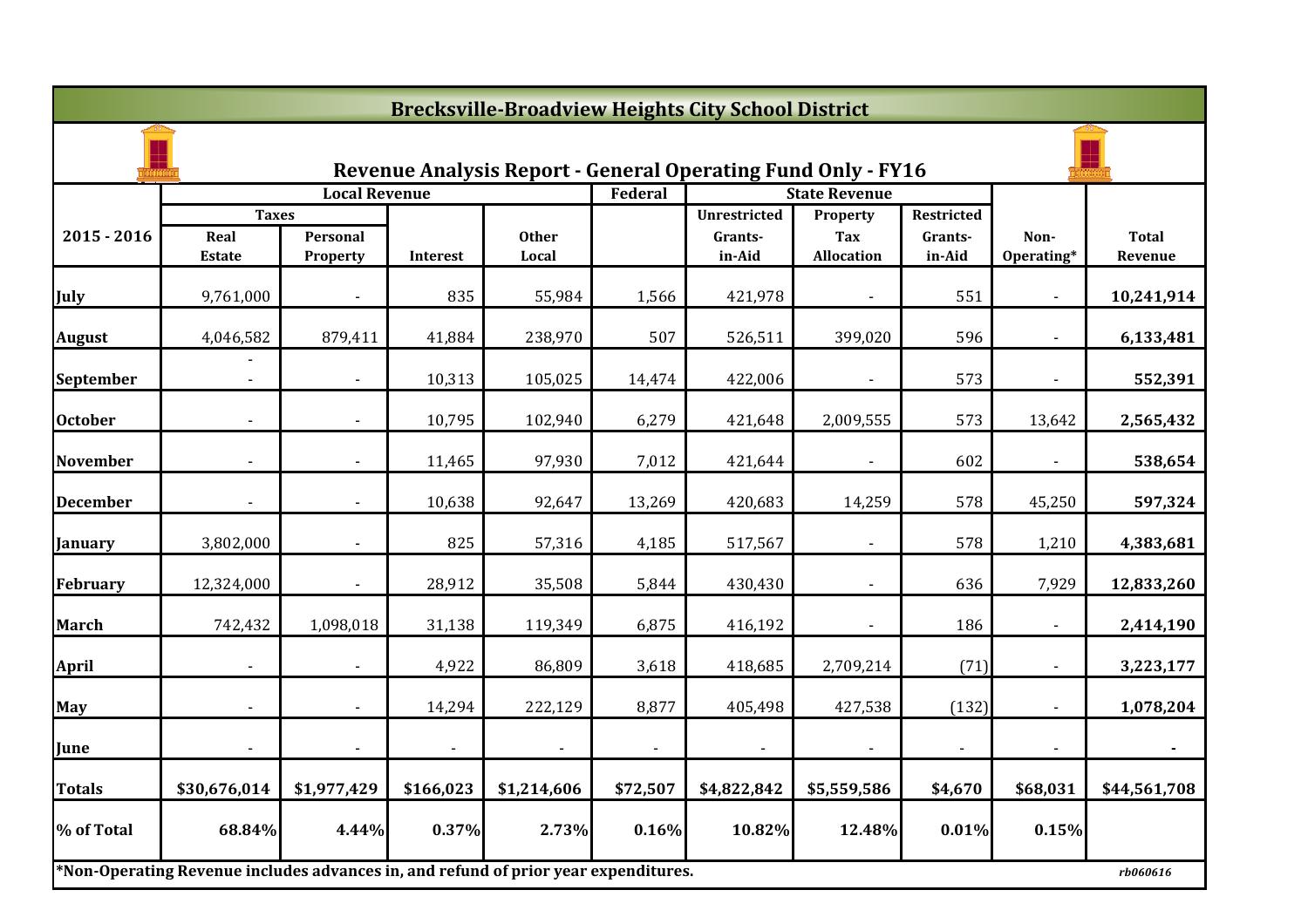# Brecksville-Broadview Heights City School District

## Revenue Analysis Report - General Operating Fund Only - FY16

| 2015 - 2016 | Local Revenue | | | | Federal | State Revenue | | | | |
|---|---|---|---|---|---|---|---|---|---|---|
| | Taxes | | | | | Unrestricted | Property | Restricted | | |
| | Real Estate | Personal Property | Interest | Other Local | | Grants-in-Aid | Tax Allocation | Grants-in-Aid | Non-Operating* | Total Revenue |
| July | 9,761,000 | - | 835 | 55,984 | 1,566 | 421,978 | - | 551 | - | **10,241,914** |
| August | 4,046,582 | 879,411 | 41,884 | 238,970 | 507 | 526,511 | 399,020 | 596 | - | **6,133,481** |
| September | - - | - | 10,313 | 105,025 | 14,474 | 422,006 | - | 573 | - | **552,391** |
| October | - | - | 10,795 | 102,940 | 6,279 | 421,648 | 2,009,555 | 573 | 13,642 | **2,565,432** |
| November | - | - | 11,465 | 97,930 | 7,012 | 421,644 | - | 602 | - | **538,654** |
| December | - | - | 10,638 | 92,647 | 13,269 | 420,683 | 14,259 | 578 | 45,250 | **597,324** |
| January | 3,802,000 | - | 825 | 57,316 | 4,185 | 517,567 | - | 578 | 1,210 | **4,383,681** |
| February | 12,324,000 | - | 28,912 | 35,508 | 5,844 | 430,430 | - | 636 | 7,929 | **12,833,260** |
| March | 742,432 | 1,098,018 | 31,138 | 119,349 | 6,875 | 416,192 | - | 186 | - | **2,414,190** |
| April | - | - | 4,922 | 86,809 | 3,618 | 418,685 | 2,709,214 | (71) | - | **3,223,177** |
| May | - | - | 14,294 | 222,129 | 8,877 | 405,498 | 427,538 | (132) | - | **1,078,204** |
| June | - | - | - | - | - | - | - | - | - | **-** |
| **Totals** | **$30,676,014** | **$1,977,429** | **$166,023** | **$1,214,606** | **$72,507** | **$4,822,842** | **$5,559,586** | **$4,670** | **$68,031** | **$44,561,708** |
| **% of Total** | **68.84%** | **4.44%** | **0.37%** | **2.73%** | **0.16%** | **10.82%** | **12.48%** | **0.01%** | **0.15%** | |

**\*Non-Operating Revenue includes advances in, and refund of prior year expenditures.**

*rb060616*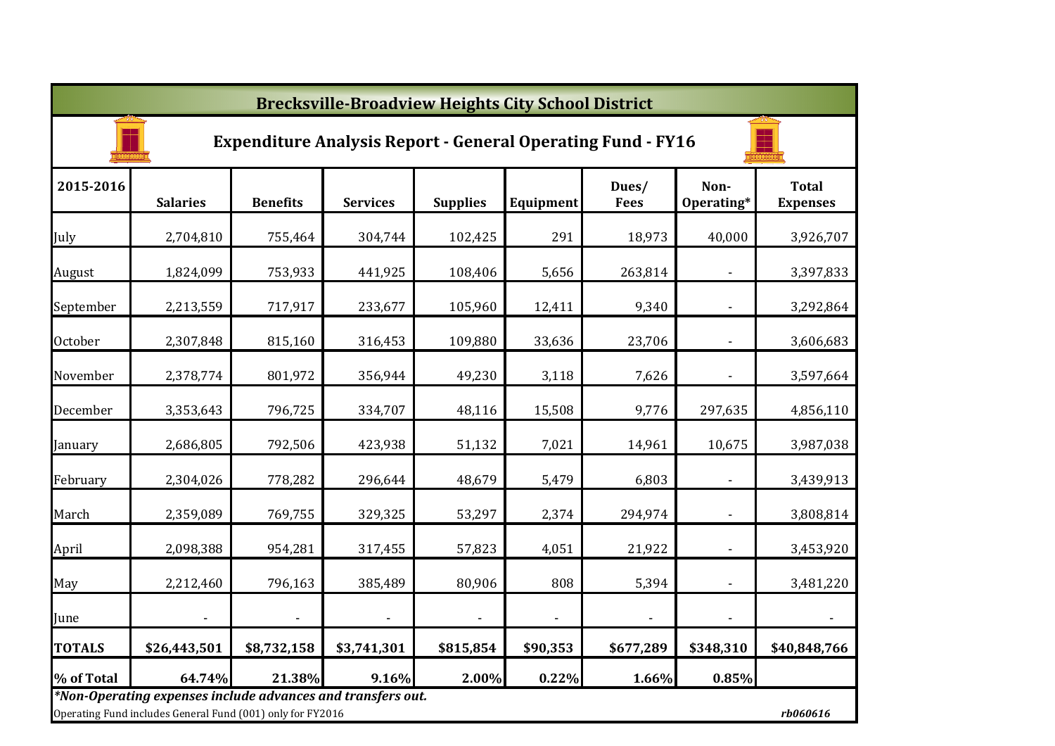## Brecksville-Broadview Heights City School District

### Expenditure Analysis Report - General Operating Fund - FY16

| 2015-2016 | Salaries | Benefits | Services | Supplies | Equipment | Dues/ Fees | Non-Operating* | Total Expenses |
|---|---|---|---|---|---|---|---|---|
| July | 2,704,810 | 755,464 | 304,744 | 102,425 | 291 | 18,973 | 40,000 | 3,926,707 |
| August | 1,824,099 | 753,933 | 441,925 | 108,406 | 5,656 | 263,814 | - | 3,397,833 |
| September | 2,213,559 | 717,917 | 233,677 | 105,960 | 12,411 | 9,340 | - | 3,292,864 |
| October | 2,307,848 | 815,160 | 316,453 | 109,880 | 33,636 | 23,706 | - | 3,606,683 |
| November | 2,378,774 | 801,972 | 356,944 | 49,230 | 3,118 | 7,626 | - | 3,597,664 |
| December | 3,353,643 | 796,725 | 334,707 | 48,116 | 15,508 | 9,776 | 297,635 | 4,856,110 |
| January | 2,686,805 | 792,506 | 423,938 | 51,132 | 7,021 | 14,961 | 10,675 | 3,987,038 |
| February | 2,304,026 | 778,282 | 296,644 | 48,679 | 5,479 | 6,803 | - | 3,439,913 |
| March | 2,359,089 | 769,755 | 329,325 | 53,297 | 2,374 | 294,974 | - | 3,808,814 |
| April | 2,098,388 | 954,281 | 317,455 | 57,823 | 4,051 | 21,922 | - | 3,453,920 |
| May | 2,212,460 | 796,163 | 385,489 | 80,906 | 808 | 5,394 | - | 3,481,220 |
| June | - | - | - | - | - | - | - | - |
| **TOTALS** | **$26,443,501** | **$8,732,158** | **$3,741,301** | **$815,854** | **$90,353** | **$677,289** | **$348,310** | **$40,848,766** |
| **% of Total** | **64.74%** | **21.38%** | **9.16%** | **2.00%** | **0.22%** | **1.66%** | **0.85%** | |

***Non-Operating expenses include advances and transfers out.***

Operating Fund includes General Fund (001) only for FY2016

*rb060616*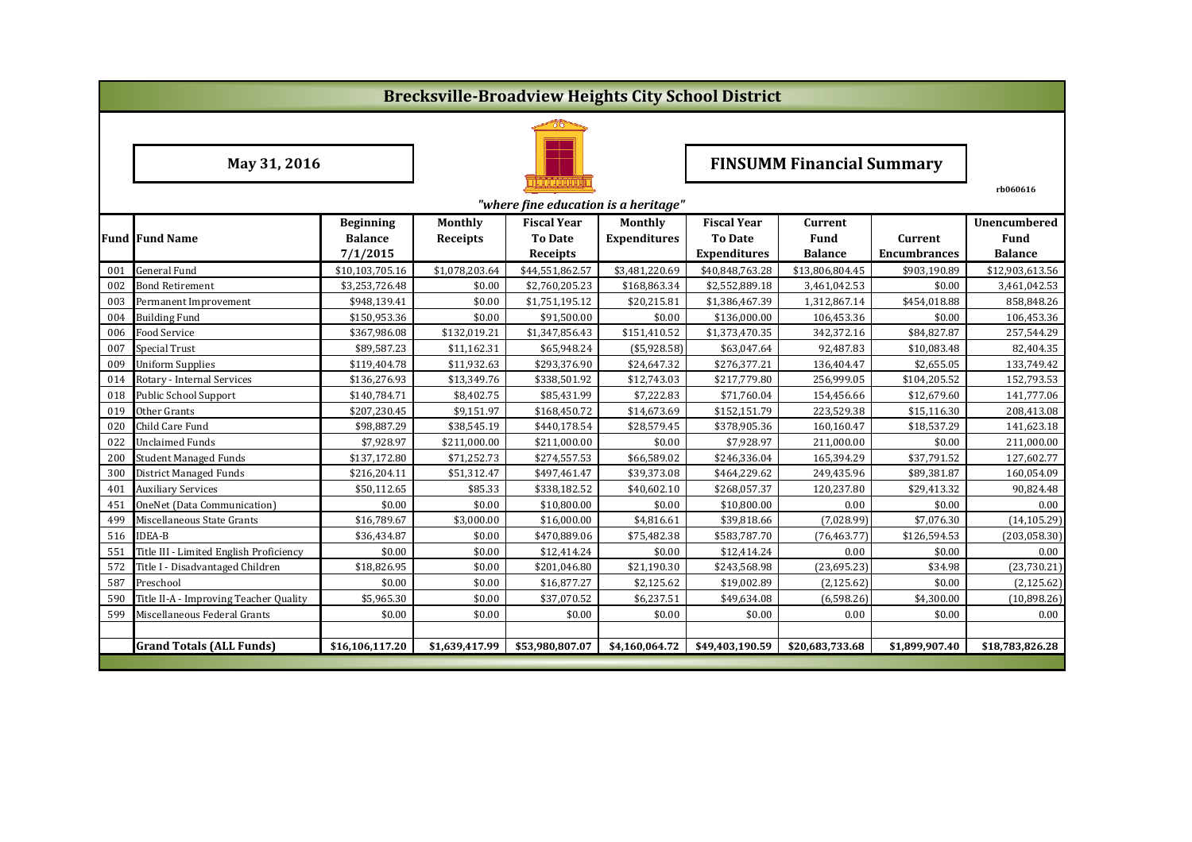# Brecksville-Broadview Heights City School District

**May 31, 2016**

## FINSUMM Financial Summary

rb060616

*"where fine education is a heritage"*

| Fund | Fund Name | Beginning Balance 7/1/2015 | Monthly Receipts | Fiscal Year To Date Receipts | Monthly Expenditures | Fiscal Year To Date Expenditures | Current Fund Balance | Current Encumbrances | Unencumbered Fund Balance |
|---|---|---|---|---|---|---|---|---|---|
| 001 | General Fund | $10,103,705.16 | $1,078,203.64 | $44,551,862.57 | $3,481,220.69 | $40,848,763.28 | $13,806,804.45 | $903,190.89 | $12,903,613.56 |
| 002 | Bond Retirement | $3,253,726.48 | $0.00 | $2,760,205.23 | $168,863.34 | $2,552,889.18 | 3,461,042.53 | $0.00 | 3,461,042.53 |
| 003 | Permanent Improvement | $948,139.41 | $0.00 | $1,751,195.12 | $20,215.81 | $1,386,467.39 | 1,312,867.14 | $454,018.88 | 858,848.26 |
| 004 | Building Fund | $150,953.36 | $0.00 | $91,500.00 | $0.00 | $136,000.00 | 106,453.36 | $0.00 | 106,453.36 |
| 006 | Food Service | $367,986.08 | $132,019.21 | $1,347,856.43 | $151,410.52 | $1,373,470.35 | 342,372.16 | $84,827.87 | 257,544.29 |
| 007 | Special Trust | $89,587.23 | $11,162.31 | $65,948.24 | ($5,928.58) | $63,047.64 | 92,487.83 | $10,083.48 | 82,404.35 |
| 009 | Uniform Supplies | $119,404.78 | $11,932.63 | $293,376.90 | $24,647.32 | $276,377.21 | 136,404.47 | $2,655.05 | 133,749.42 |
| 014 | Rotary - Internal Services | $136,276.93 | $13,349.76 | $338,501.92 | $12,743.03 | $217,779.80 | 256,999.05 | $104,205.52 | 152,793.53 |
| 018 | Public School Support | $140,784.71 | $8,402.75 | $85,431.99 | $7,222.83 | $71,760.04 | 154,456.66 | $12,679.60 | 141,777.06 |
| 019 | Other Grants | $207,230.45 | $9,151.97 | $168,450.72 | $14,673.69 | $152,151.79 | 223,529.38 | $15,116.30 | 208,413.08 |
| 020 | Child Care Fund | $98,887.29 | $38,545.19 | $440,178.54 | $28,579.45 | $378,905.36 | 160,160.47 | $18,537.29 | 141,623.18 |
| 022 | Unclaimed Funds | $7,928.97 | $211,000.00 | $211,000.00 | $0.00 | $7,928.97 | 211,000.00 | $0.00 | 211,000.00 |
| 200 | Student Managed Funds | $137,172.80 | $71,252.73 | $274,557.53 | $66,589.02 | $246,336.04 | 165,394.29 | $37,791.52 | 127,602.77 |
| 300 | District Managed Funds | $216,204.11 | $51,312.47 | $497,461.47 | $39,373.08 | $464,229.62 | 249,435.96 | $89,381.87 | 160,054.09 |
| 401 | Auxiliary Services | $50,112.65 | $85.33 | $338,182.52 | $40,602.10 | $268,057.37 | 120,237.80 | $29,413.32 | 90,824.48 |
| 451 | OneNet (Data Communication) | $0.00 | $0.00 | $10,800.00 | $0.00 | $10,800.00 | 0.00 | $0.00 | 0.00 |
| 499 | Miscellaneous State Grants | $16,789.67 | $3,000.00 | $16,000.00 | $4,816.61 | $39,818.66 | (7,028.99) | $7,076.30 | (14,105.29) |
| 516 | IDEA-B | $36,434.87 | $0.00 | $470,889.06 | $75,482.38 | $583,787.70 | (76,463.77) | $126,594.53 | (203,058.30) |
| 551 | Title III - Limited English Proficiency | $0.00 | $0.00 | $12,414.24 | $0.00 | $12,414.24 | 0.00 | $0.00 | 0.00 |
| 572 | Title I - Disadvantaged Children | $18,826.95 | $0.00 | $201,046.80 | $21,190.30 | $243,568.98 | (23,695.23) | $34.98 | (23,730.21) |
| 587 | Preschool | $0.00 | $0.00 | $16,877.27 | $2,125.62 | $19,002.89 | (2,125.62) | $0.00 | (2,125.62) |
| 590 | Title II-A - Improving Teacher Quality | $5,965.30 | $0.00 | $37,070.52 | $6,237.51 | $49,634.08 | (6,598.26) | $4,300.00 | (10,898.26) |
| 599 | Miscellaneous Federal Grants | $0.00 | $0.00 | $0.00 | $0.00 | $0.00 | 0.00 | $0.00 | 0.00 |
| | | | | | | | | | |
| | **Grand Totals (ALL Funds)** | **$16,106,117.20** | **$1,639,417.99** | **$53,980,807.07** | **$4,160,064.72** | **$49,403,190.59** | **$20,683,733.68** | **$1,899,907.40** | **$18,783,826.28** |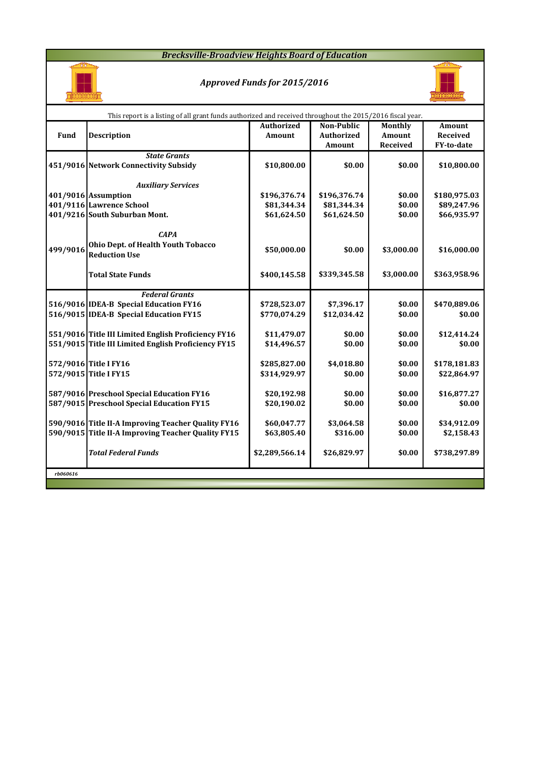# *Brecksville-Broadview Heights Board of Education*

## *Approved Funds for 2015/2016*

This report is a listing of all grant funds authorized and received throughout the 2015/2016 fiscal year.

| Fund | Description | Authorized Amount | Non-Public Authorized Amount | Monthly Amount Received | Amount Received FY-to-date |
|---|---|---|---|---|---|
| | ***State Grants*** | | | | |
| 451/9016 | **Network Connectivity Subsidy** | **$10,800.00** | **$0.00** | **$0.00** | **$10,800.00** |
| | ***Auxiliary Services*** | | | | |
| 401/9016 | **Assumption** | **$196,376.74** | **$196,376.74** | **$0.00** | **$180,975.03** |
| 401/9116 | **Lawrence School** | **$81,344.34** | **$81,344.34** | **$0.00** | **$89,247.96** |
| 401/9216 | **South Suburban Mont.** | **$61,624.50** | **$61,624.50** | **$0.00** | **$66,935.97** |
| | ***CAPA*** | | | | |
| 499/9016 | **Ohio Dept. of Health Youth Tobacco Reduction Use** | **$50,000.00** | **$0.00** | **$3,000.00** | **$16,000.00** |
| | **Total State Funds** | **$400,145.58** | **$339,345.58** | **$3,000.00** | **$363,958.96** |
| | ***Federal Grants*** | | | | |
| 516/9016 | **IDEA-B Special Education FY16** | **$728,523.07** | **$7,396.17** | **$0.00** | **$470,889.06** |
| 516/9015 | **IDEA-B Special Education FY15** | **$770,074.29** | **$12,034.42** | **$0.00** | **$0.00** |
| 551/9016 | **Title III Limited English Proficiency FY16** | **$11,479.07** | **$0.00** | **$0.00** | **$12,414.24** |
| 551/9015 | **Title III Limited English Proficiency FY15** | **$14,496.57** | **$0.00** | **$0.00** | **$0.00** |
| 572/9016 | **Title I FY16** | **$285,827.00** | **$4,018.80** | **$0.00** | **$178,181.83** |
| 572/9015 | **Title I FY15** | **$314,929.97** | **$0.00** | **$0.00** | **$22,864.97** |
| 587/9016 | **Preschool Special Education FY16** | **$20,192.98** | **$0.00** | **$0.00** | **$16,877.27** |
| 587/9015 | **Preschool Special Education FY15** | **$20,190.02** | **$0.00** | **$0.00** | **$0.00** |
| 590/9016 | **Title II-A Improving Teacher Quality FY16** | **$60,047.77** | **$3,064.58** | **$0.00** | **$34,912.09** |
| 590/9015 | **Title II-A Improving Teacher Quality FY15** | **$63,805.40** | **$316.00** | **$0.00** | **$2,158.43** |
| | ***Total Federal Funds*** | **$2,289,566.14** | **$26,829.97** | **$0.00** | **$738,297.89** |

*rb060616*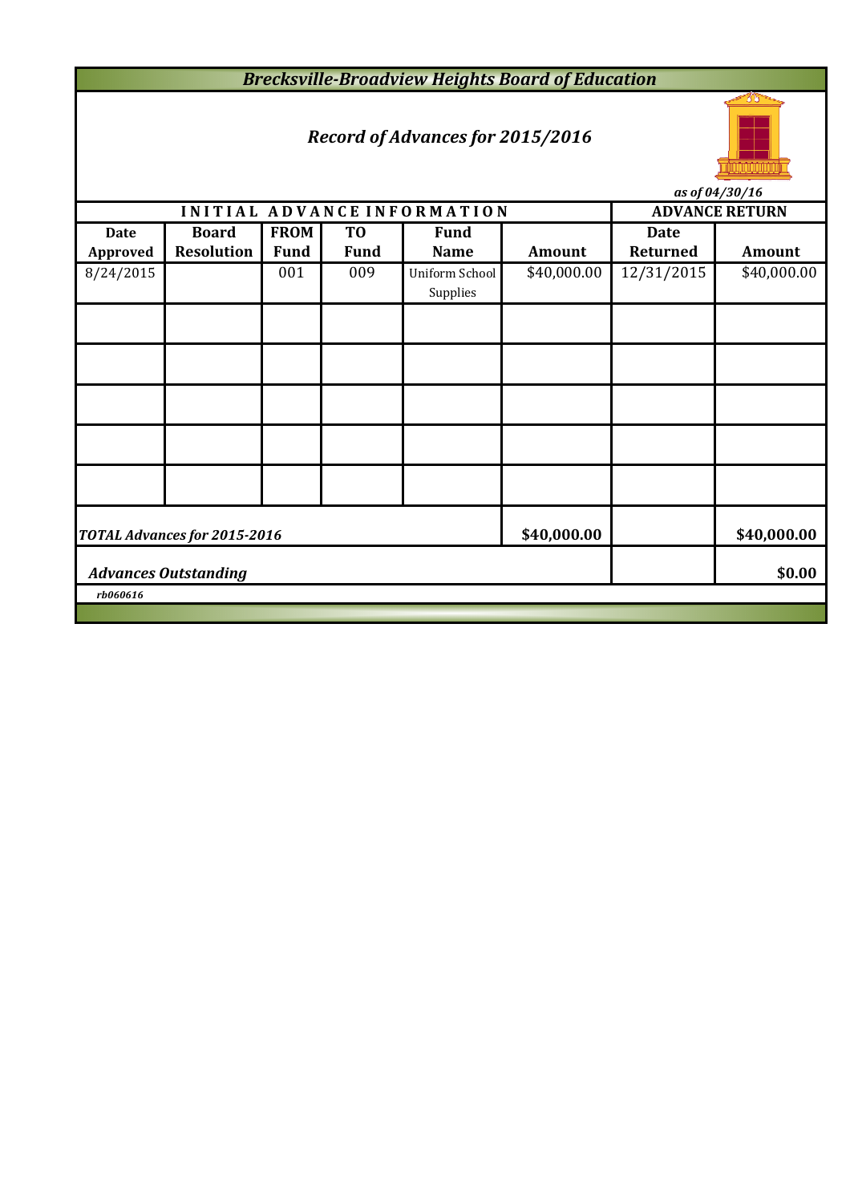# *Brecksville-Broadview Heights Board of Education*

## *Record of Advances for 2015/2016*

*as of 04/30/16*

| INITIAL ADVANCE INFORMATION | | | | | | ADVANCE RETURN | |
|---|---|---|---|---|---|---|---|
| **Date Approved** | **Board Resolution** | **FROM Fund** | **TO Fund** | **Fund Name** | **Amount** | **Date Returned** | **Amount** |
| 8/24/2015 | | 001 | 009 | Uniform School Supplies | $40,000.00 | 12/31/2015 | $40,000.00 |
| | | | | | | | |
| | | | | | | | |
| | | | | | | | |
| | | | | | | | |
| | | | | | | | |
| ***TOTAL Advances for 2015-2016*** | | | | | **$40,000.00** | | **$40,000.00** |
| ***Advances Outstanding*** | | | | | | | **$0.00** |

*rb060616*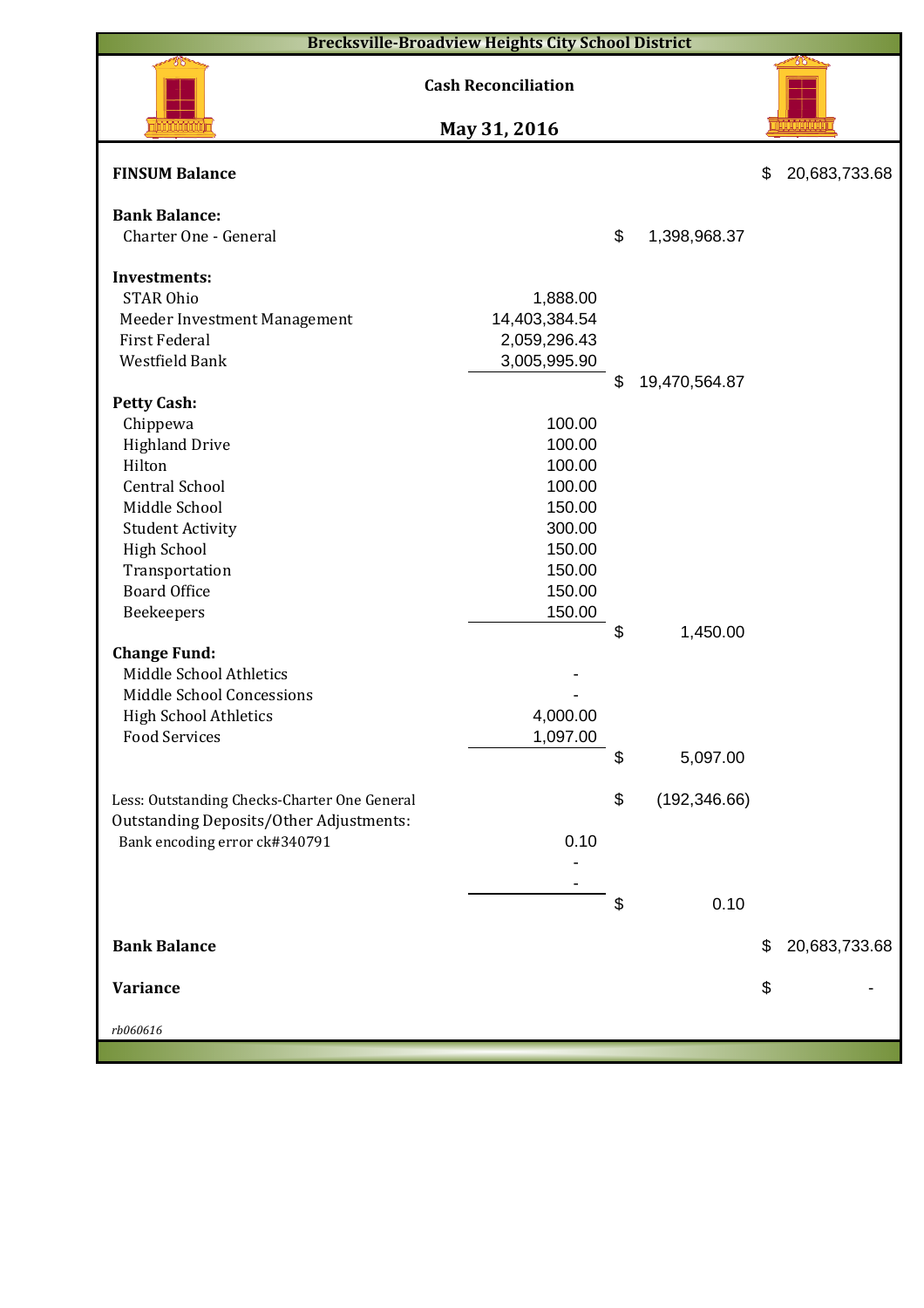# Brecksville-Broadview Heights City School District

## Cash Reconciliation

## May 31, 2016

| | | | |
|---|---|---|---|
| **FINSUM Balance** | | | $ 20,683,733.68 |
| **Bank Balance:** | | | |
| Charter One - General | | $ 1,398,968.37 | |
| **Investments:** | | | |
| STAR Ohio | 1,888.00 | | |
| Meeder Investment Management | 14,403,384.54 | | |
| First Federal | 2,059,296.43 | | |
| Westfield Bank | 3,005,995.90 | | |
| | | $ 19,470,564.87 | |
| **Petty Cash:** | | | |
| Chippewa | 100.00 | | |
| Highland Drive | 100.00 | | |
| Hilton | 100.00 | | |
| Central School | 100.00 | | |
| Middle School | 150.00 | | |
| Student Activity | 300.00 | | |
| High School | 150.00 | | |
| Transportation | 150.00 | | |
| Board Office | 150.00 | | |
| Beekeepers | 150.00 | | |
| | | $ 1,450.00 | |
| **Change Fund:** | | | |
| Middle School Athletics | - | | |
| Middle School Concessions | - | | |
| High School Athletics | 4,000.00 | | |
| Food Services | 1,097.00 | | |
| | | $ 5,097.00 | |
| Less: Outstanding Checks-Charter One General | | $ (192,346.66) | |
| Outstanding Deposits/Other Adjustments: | | | |
| Bank encoding error ck#340791 | 0.10 | | |
| | - | | |
| | - | | |
| | | $ 0.10 | |
| **Bank Balance** | | | $ 20,683,733.68 |
| **Variance** | | | $ - |

*rb060616*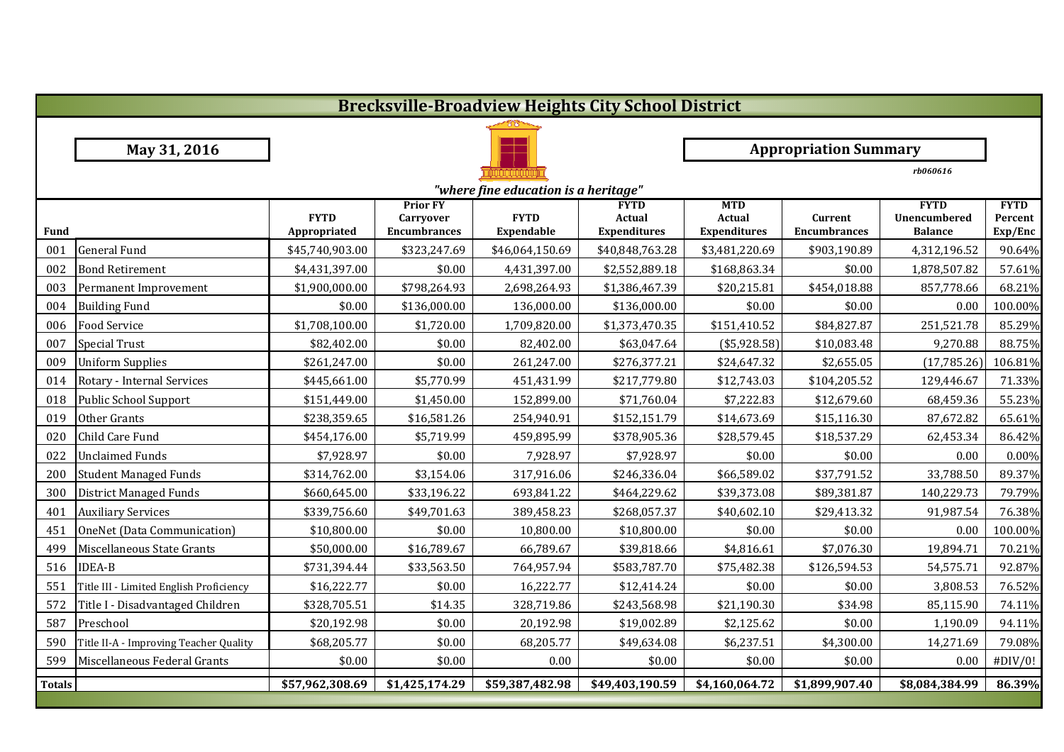# Brecksville-Broadview Heights City School District

**May 31, 2016**

**Appropriation Summary**

*rb060616*

*"where fine education is a heritage"*

| Fund | | FYTD Appropriated | Prior FY Carryover Encumbrances | FYTD Expendable | FYTD Actual Expenditures | MTD Actual Expenditures | Current Encumbrances | FYTD Unencumbered Balance | FYTD Percent Exp/Enc |
|---|---|---|---|---|---|---|---|---|---|
| 001 | General Fund | $45,740,903.00 | $323,247.69 | $46,064,150.69 | $40,848,763.28 | $3,481,220.69 | $903,190.89 | 4,312,196.52 | 90.64% |
| 002 | Bond Retirement | $4,431,397.00 | $0.00 | 4,431,397.00 | $2,552,889.18 | $168,863.34 | $0.00 | 1,878,507.82 | 57.61% |
| 003 | Permanent Improvement | $1,900,000.00 | $798,264.93 | 2,698,264.93 | $1,386,467.39 | $20,215.81 | $454,018.88 | 857,778.66 | 68.21% |
| 004 | Building Fund | $0.00 | $136,000.00 | 136,000.00 | $136,000.00 | $0.00 | $0.00 | 0.00 | 100.00% |
| 006 | Food Service | $1,708,100.00 | $1,720.00 | 1,709,820.00 | $1,373,470.35 | $151,410.52 | $84,827.87 | 251,521.78 | 85.29% |
| 007 | Special Trust | $82,402.00 | $0.00 | 82,402.00 | $63,047.64 | ($5,928.58) | $10,083.48 | 9,270.88 | 88.75% |
| 009 | Uniform Supplies | $261,247.00 | $0.00 | 261,247.00 | $276,377.21 | $24,647.32 | $2,655.05 | (17,785.26) | 106.81% |
| 014 | Rotary - Internal Services | $445,661.00 | $5,770.99 | 451,431.99 | $217,779.80 | $12,743.03 | $104,205.52 | 129,446.67 | 71.33% |
| 018 | Public School Support | $151,449.00 | $1,450.00 | 152,899.00 | $71,760.04 | $7,222.83 | $12,679.60 | 68,459.36 | 55.23% |
| 019 | Other Grants | $238,359.65 | $16,581.26 | 254,940.91 | $152,151.79 | $14,673.69 | $15,116.30 | 87,672.82 | 65.61% |
| 020 | Child Care Fund | $454,176.00 | $5,719.99 | 459,895.99 | $378,905.36 | $28,579.45 | $18,537.29 | 62,453.34 | 86.42% |
| 022 | Unclaimed Funds | $7,928.97 | $0.00 | 7,928.97 | $7,928.97 | $0.00 | $0.00 | 0.00 | 0.00% |
| 200 | Student Managed Funds | $314,762.00 | $3,154.06 | 317,916.06 | $246,336.04 | $66,589.02 | $37,791.52 | 33,788.50 | 89.37% |
| 300 | District Managed Funds | $660,645.00 | $33,196.22 | 693,841.22 | $464,229.62 | $39,373.08 | $89,381.87 | 140,229.73 | 79.79% |
| 401 | Auxiliary Services | $339,756.60 | $49,701.63 | 389,458.23 | $268,057.37 | $40,602.10 | $29,413.32 | 91,987.54 | 76.38% |
| 451 | OneNet (Data Communication) | $10,800.00 | $0.00 | 10,800.00 | $10,800.00 | $0.00 | $0.00 | 0.00 | 100.00% |
| 499 | Miscellaneous State Grants | $50,000.00 | $16,789.67 | 66,789.67 | $39,818.66 | $4,816.61 | $7,076.30 | 19,894.71 | 70.21% |
| 516 | IDEA-B | $731,394.44 | $33,563.50 | 764,957.94 | $583,787.70 | $75,482.38 | $126,594.53 | 54,575.71 | 92.87% |
| 551 | Title III - Limited English Proficiency | $16,222.77 | $0.00 | 16,222.77 | $12,414.24 | $0.00 | $0.00 | 3,808.53 | 76.52% |
| 572 | Title I - Disadvantaged Children | $328,705.51 | $14.35 | 328,719.86 | $243,568.98 | $21,190.30 | $34.98 | 85,115.90 | 74.11% |
| 587 | Preschool | $20,192.98 | $0.00 | 20,192.98 | $19,002.89 | $2,125.62 | $0.00 | 1,190.09 | 94.11% |
| 590 | Title II-A - Improving Teacher Quality | $68,205.77 | $0.00 | 68,205.77 | $49,634.08 | $6,237.51 | $4,300.00 | 14,271.69 | 79.08% |
| 599 | Miscellaneous Federal Grants | $0.00 | $0.00 | 0.00 | $0.00 | $0.00 | $0.00 | 0.00 | #DIV/0! |
| **Totals** | | **$57,962,308.69** | **$1,425,174.29** | **$59,387,482.98** | **$49,403,190.59** | **$4,160,064.72** | **$1,899,907.40** | **$8,084,384.99** | **86.39%** |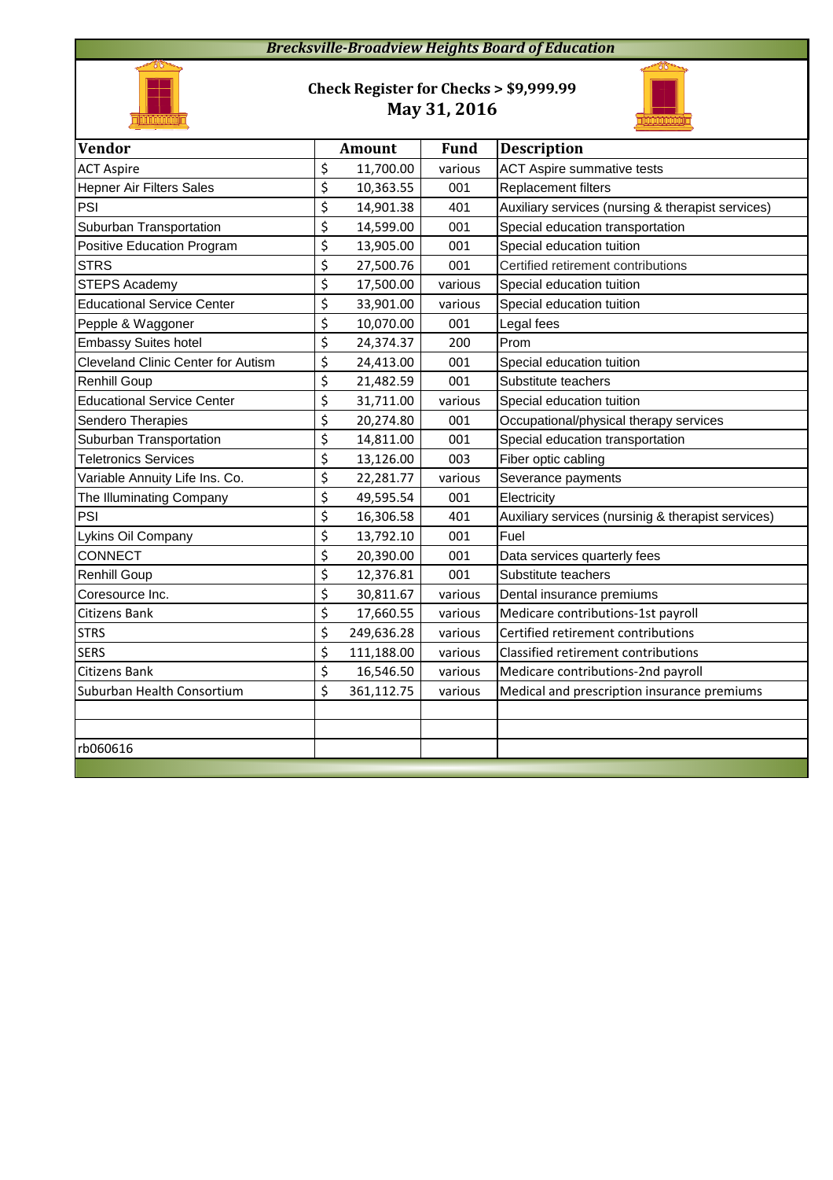*Brecksville-Broadview Heights Board of Education*

**Check Register for Checks > $9,999.99**
**May 31, 2016**

| Vendor | Amount | Fund | Description |
|---|---|---|---|
| ACT Aspire | $ 11,700.00 | various | ACT Aspire summative tests |
| Hepner Air Filters Sales | $ 10,363.55 | 001 | Replacement filters |
| PSI | $ 14,901.38 | 401 | Auxiliary services (nursing & therapist services) |
| Suburban Transportation | $ 14,599.00 | 001 | Special education transportation |
| Positive Education Program | $ 13,905.00 | 001 | Special education tuition |
| STRS | $ 27,500.76 | 001 | Certified retirement contributions |
| STEPS Academy | $ 17,500.00 | various | Special education tuition |
| Educational Service Center | $ 33,901.00 | various | Special education tuition |
| Pepple & Waggoner | $ 10,070.00 | 001 | Legal fees |
| Embassy Suites hotel | $ 24,374.37 | 200 | Prom |
| Cleveland Clinic Center for Autism | $ 24,413.00 | 001 | Special education tuition |
| Renhill Goup | $ 21,482.59 | 001 | Substitute teachers |
| Educational Service Center | $ 31,711.00 | various | Special education tuition |
| Sendero Therapies | $ 20,274.80 | 001 | Occupational/physical therapy services |
| Suburban Transportation | $ 14,811.00 | 001 | Special education transportation |
| Teletronics Services | $ 13,126.00 | 003 | Fiber optic cabling |
| Variable Annuity Life Ins. Co. | $ 22,281.77 | various | Severance payments |
| The Illuminating Company | $ 49,595.54 | 001 | Electricity |
| PSI | $ 16,306.58 | 401 | Auxiliary services (nursinig & therapist services) |
| Lykins Oil Company | $ 13,792.10 | 001 | Fuel |
| CONNECT | $ 20,390.00 | 001 | Data services quarterly fees |
| Renhill Goup | $ 12,376.81 | 001 | Substitute teachers |
| Coresource Inc. | $ 30,811.67 | various | Dental insurance premiums |
| Citizens Bank | $ 17,660.55 | various | Medicare contributions-1st payroll |
| STRS | $ 249,636.28 | various | Certified retirement contributions |
| SERS | $ 111,188.00 | various | Classified retirement contributions |
| Citizens Bank | $ 16,546.50 | various | Medicare contributions-2nd payroll |
| Suburban Health Consortium | $ 361,112.75 | various | Medical and prescription insurance premiums |
| | | | |
| | | | |
| rb060616 | | | |